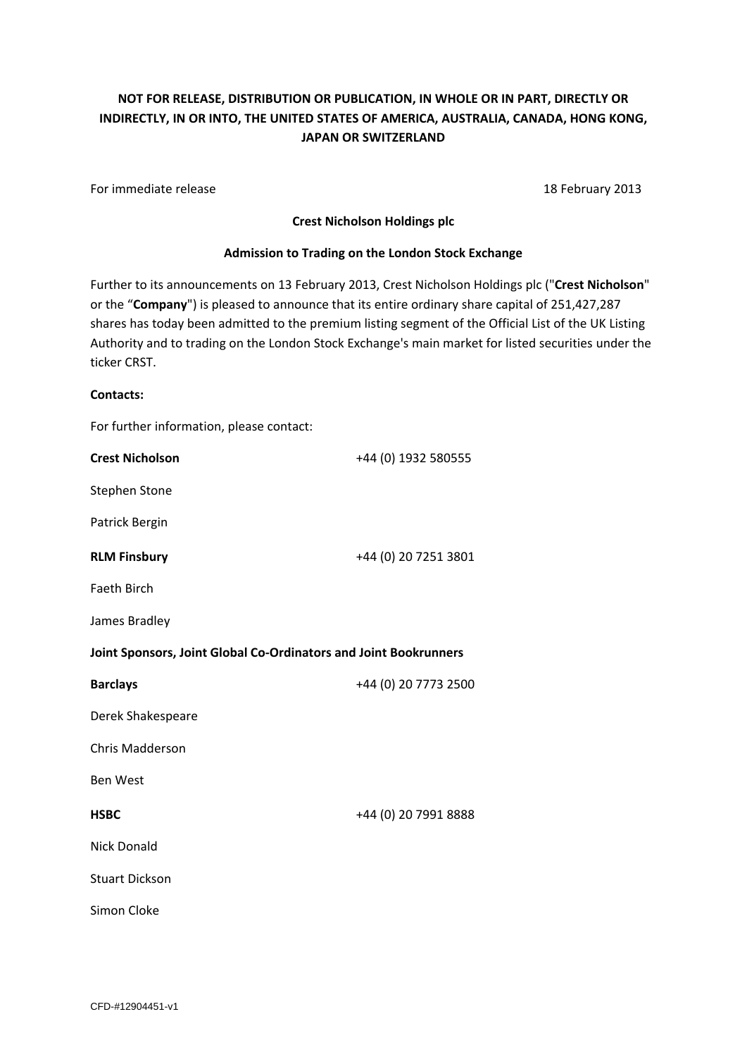**NOT FOR RELEASE, DISTRIBUTION OR PUBLICATION, IN WHOLE OR IN PART, DIRECTLY OR INDIRECTLY, IN OR INTO, THE UNITED STATES OF AMERICA, AUSTRALIA, CANADA, HONG KONG, JAPAN OR SWITZERLAND**

For immediate release 18 February 2013

**Crest Nicholson Holdings plc**

**Admission to Trading on the London Stock Exchange**

Further to its announcements on 13 February 2013, Crest Nicholson Holdings plc ("**Crest Nicholson**" or the "**Company**") is pleased to announce that its entire ordinary share capital of 251,427,287 shares has today been admitted to the premium listing segment of the Official List of the UK Listing Authority and to trading on the London Stock Exchange's main market for listed securities under the ticker CRST.

**Contacts:**

For further information, please contact:

**Crest Nicholson** +44 (0) 1932 580555

Stephen Stone

Patrick Bergin

**RLM Finsbury** +44 (0) 20 7251 3801

Faeth Birch

James Bradley

**Joint Sponsors, Joint Global Co-Ordinators and Joint Bookrunners**

**Barclays** +44 (0) 20 7773 2500

Derek Shakespeare

Chris Madderson

Ben West

**HSBC** +44 (0) 20 7991 8888

Nick Donald

Stuart Dickson

Simon Cloke

CFD-#12904451-v1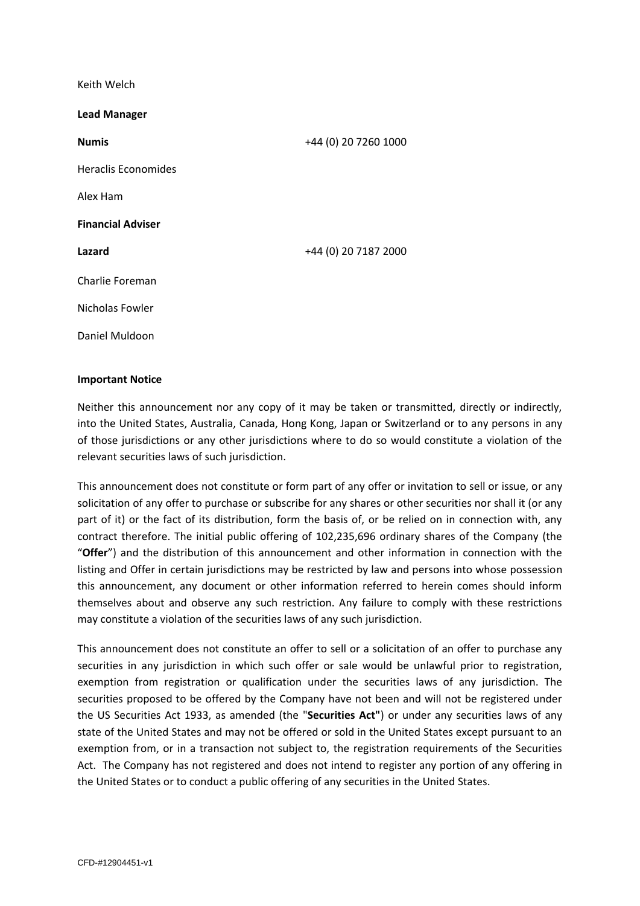Keith Welch

**Lead Manager**

**Numis** +44 (0) 20 7260 1000

Heraclis Economides

Alex Ham

**Financial Adviser**

**Lazard** +44 (0) 20 7187 2000

Charlie Foreman

Nicholas Fowler

Daniel Muldoon

**Important Notice**

Neither this announcement nor any copy of it may be taken or transmitted, directly or indirectly, into the United States, Australia, Canada, Hong Kong, Japan or Switzerland or to any persons in any of those jurisdictions or any other jurisdictions where to do so would constitute a violation of the relevant securities laws of such jurisdiction.

This announcement does not constitute or form part of any offer or invitation to sell or issue, or any solicitation of any offer to purchase or subscribe for any shares or other securities nor shall it (or any part of it) or the fact of its distribution, form the basis of, or be relied on in connection with, any contract therefore. The initial public offering of 102,235,696 ordinary shares of the Company (the "**Offer**") and the distribution of this announcement and other information in connection with the listing and Offer in certain jurisdictions may be restricted by law and persons into whose possession this announcement, any document or other information referred to herein comes should inform themselves about and observe any such restriction. Any failure to comply with these restrictions may constitute a violation of the securities laws of any such jurisdiction.

This announcement does not constitute an offer to sell or a solicitation of an offer to purchase any securities in any jurisdiction in which such offer or sale would be unlawful prior to registration, exemption from registration or qualification under the securities laws of any jurisdiction. The securities proposed to be offered by the Company have not been and will not be registered under the US Securities Act 1933, as amended (the "**Securities Act"**) or under any securities laws of any state of the United States and may not be offered or sold in the United States except pursuant to an exemption from, or in a transaction not subject to, the registration requirements of the Securities Act. The Company has not registered and does not intend to register any portion of any offering in the United States or to conduct a public offering of any securities in the United States.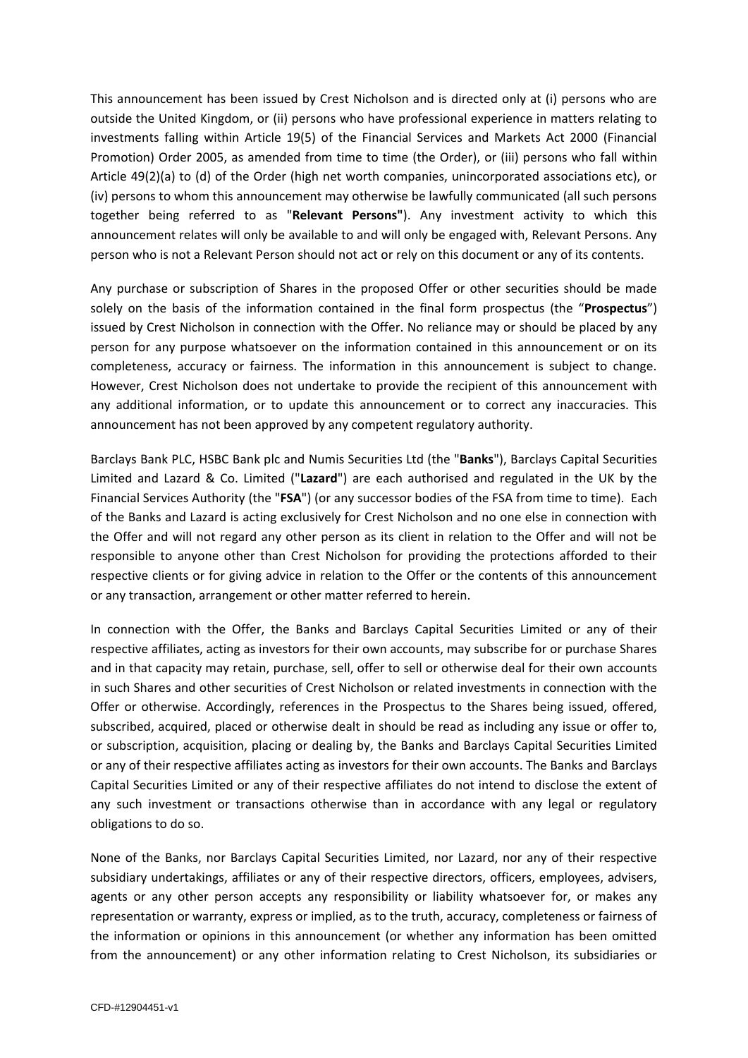This announcement has been issued by Crest Nicholson and is directed only at (i) persons who are outside the United Kingdom, or (ii) persons who have professional experience in matters relating to investments falling within Article 19(5) of the Financial Services and Markets Act 2000 (Financial Promotion) Order 2005, as amended from time to time (the Order), or (iii) persons who fall within Article 49(2)(a) to (d) of the Order (high net worth companies, unincorporated associations etc), or (iv) persons to whom this announcement may otherwise be lawfully communicated (all such persons together being referred to as "**Relevant Persons"**). Any investment activity to which this announcement relates will only be available to and will only be engaged with, Relevant Persons. Any person who is not a Relevant Person should not act or rely on this document or any of its contents.

Any purchase or subscription of Shares in the proposed Offer or other securities should be made solely on the basis of the information contained in the final form prospectus (the "**Prospectus**") issued by Crest Nicholson in connection with the Offer. No reliance may or should be placed by any person for any purpose whatsoever on the information contained in this announcement or on its completeness, accuracy or fairness. The information in this announcement is subject to change. However, Crest Nicholson does not undertake to provide the recipient of this announcement with any additional information, or to update this announcement or to correct any inaccuracies. This announcement has not been approved by any competent regulatory authority.

Barclays Bank PLC, HSBC Bank plc and Numis Securities Ltd (the "**Banks**"), Barclays Capital Securities Limited and Lazard & Co. Limited ("**Lazard**") are each authorised and regulated in the UK by the Financial Services Authority (the "**FSA**") (or any successor bodies of the FSA from time to time). Each of the Banks and Lazard is acting exclusively for Crest Nicholson and no one else in connection with the Offer and will not regard any other person as its client in relation to the Offer and will not be responsible to anyone other than Crest Nicholson for providing the protections afforded to their respective clients or for giving advice in relation to the Offer or the contents of this announcement or any transaction, arrangement or other matter referred to herein.

In connection with the Offer, the Banks and Barclays Capital Securities Limited or any of their respective affiliates, acting as investors for their own accounts, may subscribe for or purchase Shares and in that capacity may retain, purchase, sell, offer to sell or otherwise deal for their own accounts in such Shares and other securities of Crest Nicholson or related investments in connection with the Offer or otherwise. Accordingly, references in the Prospectus to the Shares being issued, offered, subscribed, acquired, placed or otherwise dealt in should be read as including any issue or offer to, or subscription, acquisition, placing or dealing by, the Banks and Barclays Capital Securities Limited or any of their respective affiliates acting as investors for their own accounts. The Banks and Barclays Capital Securities Limited or any of their respective affiliates do not intend to disclose the extent of any such investment or transactions otherwise than in accordance with any legal or regulatory obligations to do so.

None of the Banks, nor Barclays Capital Securities Limited, nor Lazard, nor any of their respective subsidiary undertakings, affiliates or any of their respective directors, officers, employees, advisers, agents or any other person accepts any responsibility or liability whatsoever for, or makes any representation or warranty, express or implied, as to the truth, accuracy, completeness or fairness of the information or opinions in this announcement (or whether any information has been omitted from the announcement) or any other information relating to Crest Nicholson, its subsidiaries or

CFD-#12904451-v1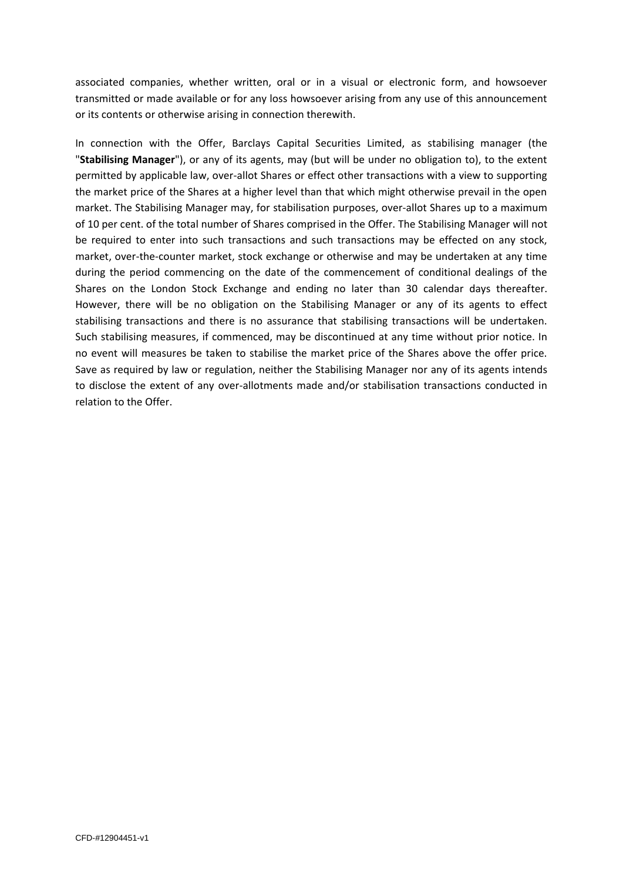associated companies, whether written, oral or in a visual or electronic form, and howsoever transmitted or made available or for any loss howsoever arising from any use of this announcement or its contents or otherwise arising in connection therewith.

In connection with the Offer, Barclays Capital Securities Limited, as stabilising manager (the "**Stabilising Manager**"), or any of its agents, may (but will be under no obligation to), to the extent permitted by applicable law, over-allot Shares or effect other transactions with a view to supporting the market price of the Shares at a higher level than that which might otherwise prevail in the open market. The Stabilising Manager may, for stabilisation purposes, over-allot Shares up to a maximum of 10 per cent. of the total number of Shares comprised in the Offer. The Stabilising Manager will not be required to enter into such transactions and such transactions may be effected on any stock, market, over-the-counter market, stock exchange or otherwise and may be undertaken at any time during the period commencing on the date of the commencement of conditional dealings of the Shares on the London Stock Exchange and ending no later than 30 calendar days thereafter. However, there will be no obligation on the Stabilising Manager or any of its agents to effect stabilising transactions and there is no assurance that stabilising transactions will be undertaken. Such stabilising measures, if commenced, may be discontinued at any time without prior notice. In no event will measures be taken to stabilise the market price of the Shares above the offer price. Save as required by law or regulation, neither the Stabilising Manager nor any of its agents intends to disclose the extent of any over-allotments made and/or stabilisation transactions conducted in relation to the Offer.

CFD-#12904451-v1